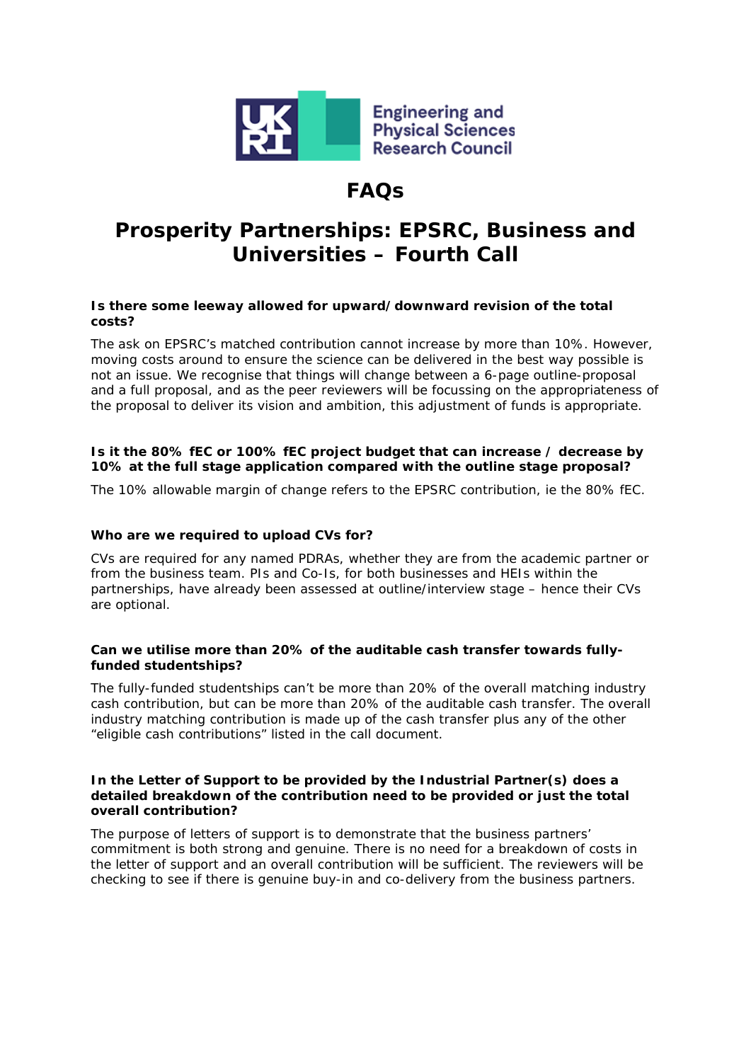Engineering and Physical Sciences Research Council

# FAQs

# Prosperity Partnerships: EPSRC, Business and Universities – Fourth Call

**Is there some leeway allowed for upward/downward revision of the total costs?**

The ask on EPSRC's matched contribution cannot increase by more than 10%. However, moving costs around to ensure the science can be delivered in the best way possible is not an issue. We recognise that things will change between a 6-page outline-proposal and a full proposal, and as the peer reviewers will be focussing on the appropriateness of the proposal to deliver its vision and ambition, this adjustment of funds is appropriate.

**Is it the 80% fEC or 100% fEC project budget that can increase / decrease by 10% at the full stage application compared with the outline stage proposal?**

The 10% allowable margin of change refers to the EPSRC contribution, ie the 80% fEC.

**Who are we required to upload CVs for?**

CVs are required for any named PDRAs, whether they are from the academic partner or from the business team. PIs and Co-Is, for both businesses and HEIs within the partnerships, have already been assessed at outline/interview stage – hence their CVs are optional.

**Can we utilise more than 20% of the auditable cash transfer towards fully-funded studentships?**

The fully-funded studentships can't be more than 20% of the overall matching industry cash contribution, but can be more than 20% of the auditable cash transfer. The overall industry matching contribution is made up of the cash transfer plus any of the other "eligible cash contributions" listed in the call document.

**In the Letter of Support to be provided by the Industrial Partner(s) does a detailed breakdown of the contribution need to be provided or just the total overall contribution?**

The purpose of letters of support is to demonstrate that the business partners' commitment is both strong and genuine. There is no need for a breakdown of costs in the letter of support and an overall contribution will be sufficient. The reviewers will be checking to see if there is genuine buy-in and co-delivery from the business partners.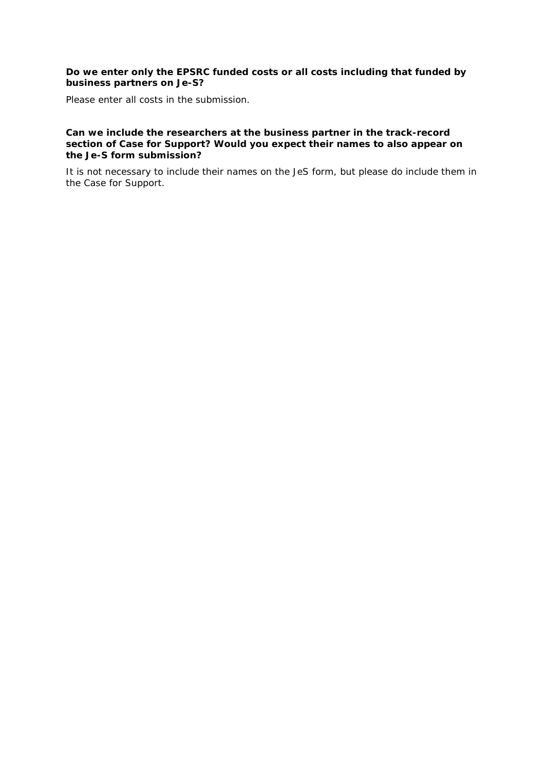**Do we enter only the EPSRC funded costs or all costs including that funded by business partners on Je-S?**

Please enter all costs in the submission.

**Can we include the researchers at the business partner in the track-record section of Case for Support? Would you expect their names to also appear on the Je-S form submission?**

It is not necessary to include their names on the JeS form, but please do include them in the Case for Support.